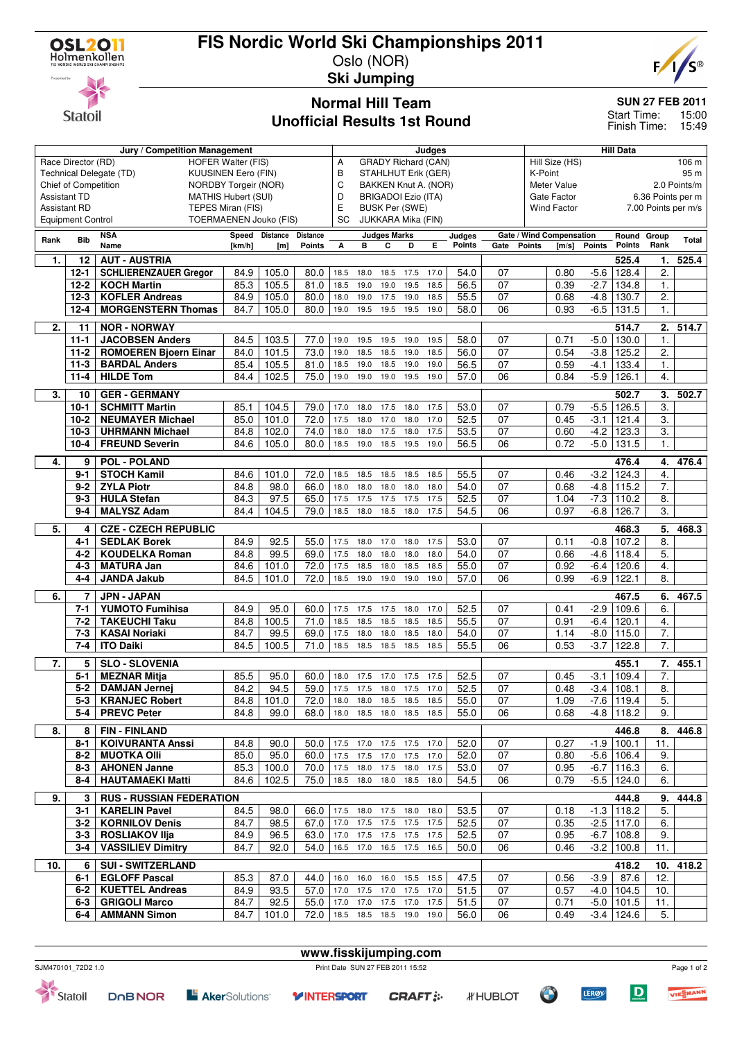# FIS Nordic World Ski Championships 2011

Oslo (NOR)

**Ski Jumping**

## Normal Hill Team
## Unofficial Results 1st Round

**SUN 27 FEB 2011**
Start Time: 15:00
Finish Time: 15:49

| Jury / Competition Management | | Judges | | Hill Data | |
|---|---|---|---|---|---|
| Race Director (RD) | HOFER Walter (FIS) | A | GRADY Richard (CAN) | Hill Size (HS) | 106 m |
| Technical Delegate (TD) | KUUSINEN Eero (FIN) | B | STAHLHUT Erik (GER) | K-Point | 95 m |
| Chief of Competition | NORDBY Torgeir (NOR) | C | BAKKEN Knut A. (NOR) | Meter Value | 2.0 Points/m |
| Assistant TD | MATHIS Hubert (SUI) | D | BRIGADOI Ezio (ITA) | Gate Factor | 6.36 Points per m |
| Assistant RD | TEPES Miran (FIS) | E | BUSK Per (SWE) | Wind Factor | 7.00 Points per m/s |
| Equipment Control | TOERMAENEN Jouko (FIS) | SC | JUKKARA Mika (FIN) | | |

| Rank | Bib | NSA Name | Speed [km/h] | Distance [m] | Distance Points | A | B | C | D | E | Judges Points | Gate | Gate Points | Wind [m/s] | Wind Points | Round Points | Group Rank | Total |
|---|---|---|---|---|---|---|---|---|---|---|---|---|---|---|---|---|---|---|
| 1. | 12 | AUT - AUSTRIA | | | | | | | | | | | | | | 525.4 | 1. | 525.4 |
| | 12-1 | SCHLIERENZAUER Gregor | 84.9 | 105.0 | 80.0 | 18.5 | 18.0 | 18.5 | 17.5 | 17.0 | 54.0 | 07 | | 0.80 | -5.6 | 128.4 | 2. | |
| | 12-2 | KOCH Martin | 85.3 | 105.5 | 81.0 | 18.5 | 19.0 | 19.0 | 19.5 | 18.5 | 56.5 | 07 | | 0.39 | -2.7 | 134.8 | 1. | |
| | 12-3 | KOFLER Andreas | 84.9 | 105.0 | 80.0 | 18.0 | 19.0 | 17.5 | 19.0 | 18.5 | 55.5 | 07 | | 0.68 | -4.8 | 130.7 | 2. | |
| | 12-4 | MORGENSTERN Thomas | 84.7 | 105.0 | 80.0 | 19.0 | 19.5 | 19.5 | 19.5 | 19.0 | 58.0 | 06 | | 0.93 | -6.5 | 131.5 | 1. | |
| 2. | 11 | NOR - NORWAY | | | | | | | | | | | | | | 514.7 | 2. | 514.7 |
| | 11-1 | JACOBSEN Anders | 84.5 | 103.5 | 77.0 | 19.0 | 19.5 | 19.5 | 19.0 | 19.5 | 58.0 | 07 | | 0.71 | -5.0 | 130.0 | 1. | |
| | 11-2 | ROMOEREN Bjoern Einar | 84.0 | 101.5 | 73.0 | 19.0 | 18.5 | 18.5 | 19.0 | 18.5 | 56.0 | 07 | | 0.54 | -3.8 | 125.2 | 2. | |
| | 11-3 | BARDAL Anders | 85.4 | 105.5 | 81.0 | 18.5 | 19.0 | 18.5 | 19.0 | 19.0 | 56.5 | 07 | | 0.59 | -4.1 | 133.4 | 1. | |
| | 11-4 | HILDE Tom | 84.4 | 102.5 | 75.0 | 19.0 | 19.0 | 19.0 | 19.5 | 19.0 | 57.0 | 06 | | 0.84 | -5.9 | 126.1 | 4. | |
| 3. | 10 | GER - GERMANY | | | | | | | | | | | | | | 502.7 | 3. | 502.7 |
| | 10-1 | SCHMITT Martin | 85.1 | 104.5 | 79.0 | 17.0 | 18.0 | 17.5 | 18.0 | 17.5 | 53.0 | 07 | | 0.79 | -5.5 | 126.5 | 3. | |
| | 10-2 | NEUMAYER Michael | 85.0 | 101.0 | 72.0 | 17.5 | 18.0 | 17.0 | 18.0 | 17.0 | 52.5 | 07 | | 0.45 | -3.1 | 121.4 | 3. | |
| | 10-3 | UHRMANN Michael | 84.8 | 102.0 | 74.0 | 18.0 | 18.0 | 17.5 | 18.0 | 17.5 | 53.5 | 07 | | 0.60 | -4.2 | 123.3 | 3. | |
| | 10-4 | FREUND Severin | 84.6 | 105.0 | 80.0 | 18.5 | 19.0 | 18.5 | 19.5 | 19.0 | 56.5 | 06 | | 0.72 | -5.0 | 131.5 | 1. | |
| 4. | 9 | POL - POLAND | | | | | | | | | | | | | | 476.4 | 4. | 476.4 |
| | 9-1 | STOCH Kamil | 84.6 | 101.0 | 72.0 | 18.5 | 18.5 | 18.5 | 18.5 | 18.5 | 55.5 | 07 | | 0.46 | -3.2 | 124.3 | 4. | |
| | 9-2 | ZYLA Piotr | 84.8 | 98.0 | 66.0 | 18.0 | 18.0 | 18.0 | 18.0 | 18.0 | 54.0 | 07 | | 0.68 | -4.8 | 115.2 | 7. | |
| | 9-3 | HULA Stefan | 84.3 | 97.5 | 65.0 | 17.5 | 17.5 | 17.5 | 17.5 | 17.5 | 52.5 | 07 | | 1.04 | -7.3 | 110.2 | 8. | |
| | 9-4 | MALYSZ Adam | 84.4 | 104.5 | 79.0 | 18.5 | 18.0 | 18.5 | 18.0 | 17.5 | 54.5 | 06 | | 0.97 | -6.8 | 126.7 | 3. | |
| 5. | 4 | CZE - CZECH REPUBLIC | | | | | | | | | | | | | | 468.3 | 5. | 468.3 |
| | 4-1 | SEDLAK Borek | 84.9 | 92.5 | 55.0 | 17.5 | 18.0 | 17.0 | 18.0 | 17.5 | 53.0 | 07 | | 0.11 | -0.8 | 107.2 | 8. | |
| | 4-2 | KOUDELKA Roman | 84.8 | 99.5 | 69.0 | 17.5 | 18.0 | 18.0 | 18.0 | 18.0 | 54.0 | 07 | | 0.66 | -4.6 | 118.4 | 5. | |
| | 4-3 | MATURA Jan | 84.6 | 101.0 | 72.0 | 17.5 | 18.5 | 18.0 | 18.5 | 18.5 | 55.0 | 07 | | 0.92 | -6.4 | 120.6 | 4. | |
| | 4-4 | JANDA Jakub | 84.5 | 101.0 | 72.0 | 18.5 | 19.0 | 19.0 | 19.0 | 19.0 | 57.0 | 06 | | 0.99 | -6.9 | 122.1 | 8. | |
| 6. | 7 | JPN - JAPAN | | | | | | | | | | | | | | 467.5 | 6. | 467.5 |
| | 7-1 | YUMOTO Fumihisa | 84.9 | 95.0 | 60.0 | 17.5 | 17.5 | 17.5 | 18.0 | 17.0 | 52.5 | 07 | | 0.41 | -2.9 | 109.6 | 6. | |
| | 7-2 | TAKEUCHI Taku | 84.8 | 100.5 | 71.0 | 18.5 | 18.5 | 18.5 | 18.5 | 18.5 | 55.5 | 07 | | 0.91 | -6.4 | 120.1 | 4. | |
| | 7-3 | KASAI Noriaki | 84.7 | 99.5 | 69.0 | 17.5 | 18.0 | 18.0 | 18.5 | 18.0 | 54.0 | 07 | | 1.14 | -8.0 | 115.0 | 7. | |
| | 7-4 | ITO Daiki | 84.5 | 100.5 | 71.0 | 18.5 | 18.5 | 18.5 | 18.5 | 18.5 | 55.5 | 06 | | 0.53 | -3.7 | 122.8 | 7. | |
| 7. | 5 | SLO - SLOVENIA | | | | | | | | | | | | | | 455.1 | 7. | 455.1 |
| | 5-1 | MEZNAR Mitja | 85.5 | 95.0 | 60.0 | 18.0 | 17.5 | 17.0 | 17.5 | 17.5 | 52.5 | 07 | | 0.45 | -3.1 | 109.4 | 7. | |
| | 5-2 | DAMJAN Jernej | 84.2 | 94.5 | 59.0 | 17.5 | 17.5 | 18.0 | 17.5 | 17.0 | 52.5 | 07 | | 0.48 | -3.4 | 108.1 | 8. | |
| | 5-3 | KRANJEC Robert | 84.8 | 101.0 | 72.0 | 18.0 | 18.0 | 18.5 | 18.5 | 18.0 | 55.0 | 07 | | 1.09 | -7.6 | 119.4 | 5. | |
| | 5-4 | PREVC Peter | 84.8 | 99.0 | 68.0 | 18.0 | 18.5 | 18.0 | 18.5 | 18.5 | 55.0 | 06 | | 0.68 | -4.8 | 118.2 | 9. | |
| 8. | 8 | FIN - FINLAND | | | | | | | | | | | | | | 446.8 | 8. | 446.8 |
| | 8-1 | KOIVURANTA Anssi | 84.8 | 90.0 | 50.0 | 17.5 | 17.0 | 17.5 | 17.5 | 17.0 | 52.0 | 07 | | 0.27 | -1.9 | 100.1 | 11. | |
| | 8-2 | MUOTKA Olli | 85.0 | 95.0 | 60.0 | 17.5 | 17.5 | 17.0 | 17.5 | 17.0 | 52.0 | 07 | | 0.80 | -5.6 | 106.4 | 9. | |
| | 8-3 | AHONEN Janne | 85.3 | 100.0 | 70.0 | 17.5 | 18.0 | 17.5 | 18.0 | 17.5 | 53.0 | 07 | | 0.95 | -6.7 | 116.3 | 6. | |
| | 8-4 | HAUTAMAEKI Matti | 84.6 | 102.5 | 75.0 | 18.5 | 18.0 | 18.0 | 18.5 | 18.0 | 54.5 | 06 | | 0.79 | -5.5 | 124.0 | 6. | |
| 9. | 3 | RUS - RUSSIAN FEDERATION | | | | | | | | | | | | | | 444.8 | 9. | 444.8 |
| | 3-1 | KARELIN Pavel | 84.5 | 98.0 | 66.0 | 17.5 | 18.0 | 17.5 | 18.0 | 18.0 | 53.5 | 07 | | 0.18 | -1.3 | 118.2 | 5. | |
| | 3-2 | KORNILOV Denis | 84.7 | 98.5 | 67.0 | 17.0 | 17.5 | 17.5 | 17.5 | 17.5 | 52.5 | 07 | | 0.35 | -2.5 | 117.0 | 6. | |
| | 3-3 | ROSLIAKOV Ilja | 84.9 | 96.5 | 63.0 | 17.0 | 17.5 | 17.5 | 17.5 | 17.5 | 52.5 | 07 | | 0.95 | -6.7 | 108.8 | 9. | |
| | 3-4 | VASSILIEV Dimitry | 84.7 | 92.0 | 54.0 | 16.5 | 17.0 | 16.5 | 17.5 | 16.5 | 50.0 | 06 | | 0.46 | -3.2 | 100.8 | 11. | |
| 10. | 6 | SUI - SWITZERLAND | | | | | | | | | | | | | | 418.2 | 10. | 418.2 |
| | 6-1 | EGLOFF Pascal | 85.3 | 87.0 | 44.0 | 16.0 | 16.0 | 16.0 | 15.5 | 15.5 | 47.5 | 07 | | 0.56 | -3.9 | 87.6 | 12. | |
| | 6-2 | KUETTEL Andreas | 84.9 | 93.5 | 57.0 | 17.0 | 17.5 | 17.0 | 17.5 | 17.0 | 51.5 | 07 | | 0.57 | -4.0 | 104.5 | 10. | |
| | 6-3 | GRIGOLI Marco | 84.7 | 92.5 | 55.0 | 17.0 | 17.0 | 17.5 | 17.0 | 17.5 | 51.5 | 07 | | 0.71 | -5.0 | 101.5 | 11. | |
| | 6-4 | AMMANN Simon | 84.7 | 101.0 | 72.0 | 18.5 | 18.5 | 18.5 | 19.0 | 19.0 | 56.0 | 06 | | 0.49 | -3.4 | 124.6 | 5. | |

www.fisskijumping.com

SJM470101_72D2 1.0 — Print Date SUN 27 FEB 2011 15:52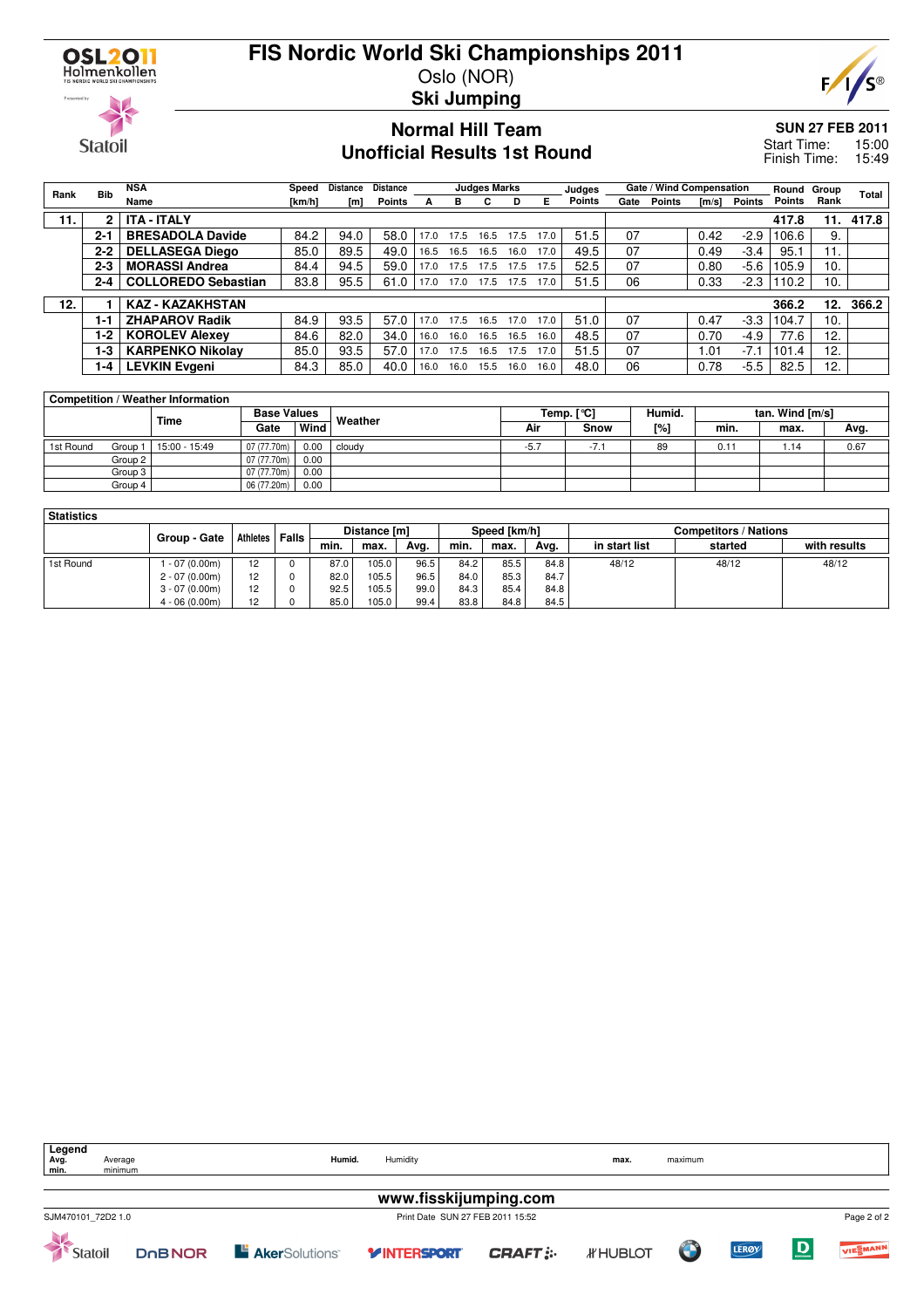# FIS Nordic World Ski Championships 2011

Oslo (NOR)

**Ski Jumping**

## Normal Hill Team
## Unofficial Results 1st Round

**SUN 27 FEB 2011**
Start Time: 15:00
Finish Time: 15:49

| Rank | Bib | NSA Name | Speed [km/h] | Distance [m] | Distance Points | A | B | C | D | E | Judges Points | Gate | Gate Points | Wind [m/s] | Wind Points | Round Points | Group Rank | Total |
|---|---|---|---|---|---|---|---|---|---|---|---|---|---|---|---|---|---|---|
| 11. | 2 | ITA - ITALY | | | | | | | | | | | | | | 417.8 | 11. | 417.8 |
| | 2-1 | BRESADOLA Davide | 84.2 | 94.0 | 58.0 | 17.0 | 17.5 | 16.5 | 17.5 | 17.0 | 51.5 | 07 | | 0.42 | -2.9 | 106.6 | 9. | |
| | 2-2 | DELLASEGA Diego | 85.0 | 89.5 | 49.0 | 16.5 | 16.5 | 16.5 | 16.0 | 17.0 | 49.5 | 07 | | 0.49 | -3.4 | 95.1 | 11. | |
| | 2-3 | MORASSI Andrea | 84.4 | 94.5 | 59.0 | 17.0 | 17.5 | 17.5 | 17.5 | 17.5 | 52.5 | 07 | | 0.80 | -5.6 | 105.9 | 10. | |
| | 2-4 | COLLOREDO Sebastian | 83.8 | 95.5 | 61.0 | 17.0 | 17.0 | 17.5 | 17.5 | 17.0 | 51.5 | 06 | | 0.33 | -2.3 | 110.2 | 10. | |
| 12. | 1 | KAZ - KAZAKHSTAN | | | | | | | | | | | | | | 366.2 | 12. | 366.2 |
| | 1-1 | ZHAPAROV Radik | 84.9 | 93.5 | 57.0 | 17.0 | 17.5 | 16.5 | 17.0 | 17.0 | 51.0 | 07 | | 0.47 | -3.3 | 104.7 | 10. | |
| | 1-2 | KOROLEV Alexey | 84.6 | 82.0 | 34.0 | 16.0 | 16.0 | 16.5 | 16.5 | 16.0 | 48.5 | 07 | | 0.70 | -4.9 | 77.6 | 12. | |
| | 1-3 | KARPENKO Nikolay | 85.0 | 93.5 | 57.0 | 17.0 | 17.5 | 16.5 | 17.5 | 17.0 | 51.5 | 07 | | 1.01 | -7.1 | 101.4 | 12. | |
| | 1-4 | LEVKIN Evgeni | 84.3 | 85.0 | 40.0 | 16.0 | 16.0 | 15.5 | 16.0 | 16.0 | 48.0 | 06 | | 0.78 | -5.5 | 82.5 | 12. | |

**Competition / Weather Information**

| | | Time | Base Values Gate | Base Values Wind | Weather | Temp. [°C] Air | Temp. [°C] Snow | Humid. [%] | tan. Wind [m/s] min. | max. | Avg. |
|---|---|---|---|---|---|---|---|---|---|---|---|
| 1st Round | Group 1 | 15:00 - 15:49 | 07 (77.70m) | 0.00 | cloudy | -5.7 | -7.1 | 89 | 0.11 | 1.14 | 0.67 |
| | Group 2 | | 07 (77.70m) | 0.00 | | | | | | | |
| | Group 3 | | 07 (77.70m) | 0.00 | | | | | | | |
| | Group 4 | | 06 (77.20m) | 0.00 | | | | | | | |

**Statistics**

| | Group - Gate | Athletes | Falls | Distance [m] min. | max. | Avg. | Speed [km/h] min. | max. | Avg. | Competitors / Nations in start list | started | with results |
|---|---|---|---|---|---|---|---|---|---|---|---|---|
| 1st Round | 1 - 07 (0.00m) | 12 | 0 | 87.0 | 105.0 | 96.5 | 84.2 | 85.5 | 84.8 | 48/12 | 48/12 | 48/12 |
| | 2 - 07 (0.00m) | 12 | 0 | 82.0 | 105.5 | 96.5 | 84.0 | 85.3 | 84.7 | | | |
| | 3 - 07 (0.00m) | 12 | 0 | 92.5 | 105.5 | 99.0 | 84.3 | 85.4 | 84.8 | | | |
| | 4 - 06 (0.00m) | 12 | 0 | 85.0 | 105.0 | 99.4 | 83.8 | 84.8 | 84.5 | | | |

**Legend**
Avg. Average
min. minimum
Humid. Humidity
max. maximum

www.fisskijumping.com

SJM470101_72D2 1.0 — Print Date SUN 27 FEB 2011 15:52